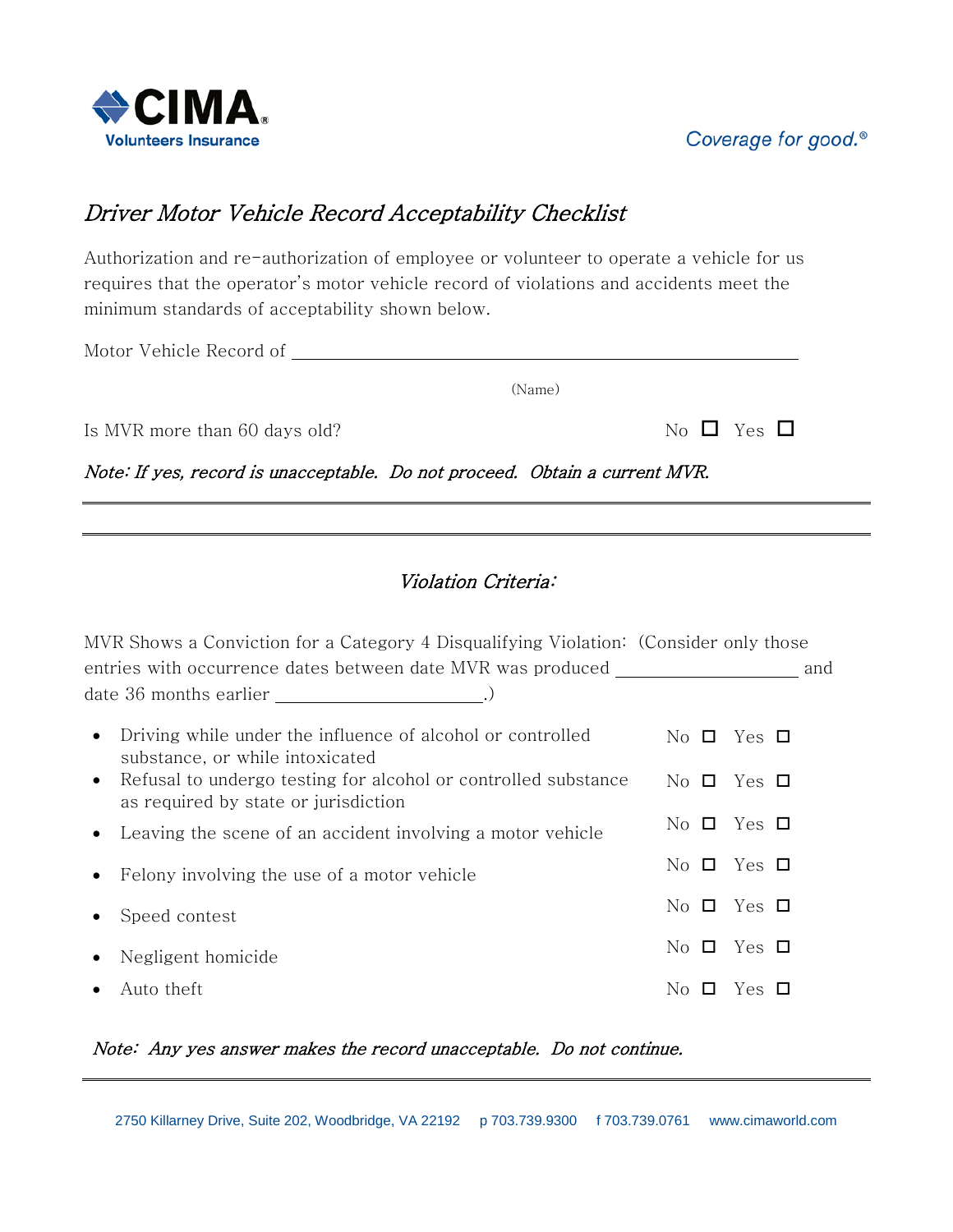CIMA® Volunteers Insurance

*Coverage for good.®*

# *Driver Motor Vehicle Record Acceptability Checklist*

Authorization and re-authorization of employee or volunteer to operate a vehicle for us requires that the operator's motor vehicle record of violations and accidents meet the minimum standards of acceptability shown below.

Motor Vehicle Record of ______________________________________________

(Name)

Is MVR more than 60 days old? No ☐ Yes ☐

*Note: If yes, record is unacceptable. Do not proceed. Obtain a current MVR.*

---

---

## *Violation Criteria:*

MVR Shows a Conviction for a Category 4 Disqualifying Violation: (Consider only those entries with occurrence dates between date MVR was produced ________________ and date 36 months earlier __________________.)

- Driving while under the influence of alcohol or controlled substance, or while intoxicated — No ☐ Yes ☐
- Refusal to undergo testing for alcohol or controlled substance as required by state or jurisdiction — No ☐ Yes ☐
- Leaving the scene of an accident involving a motor vehicle — No ☐ Yes ☐
- Felony involving the use of a motor vehicle — No ☐ Yes ☐
- Speed contest — No ☐ Yes ☐
- Negligent homicide — No ☐ Yes ☐
- Auto theft — No ☐ Yes ☐

*Note: Any yes answer makes the record unacceptable. Do not continue.*

---

2750 Killarney Drive, Suite 202, Woodbridge, VA 22192 p 703.739.9300 f 703.739.0761 www.cimaworld.com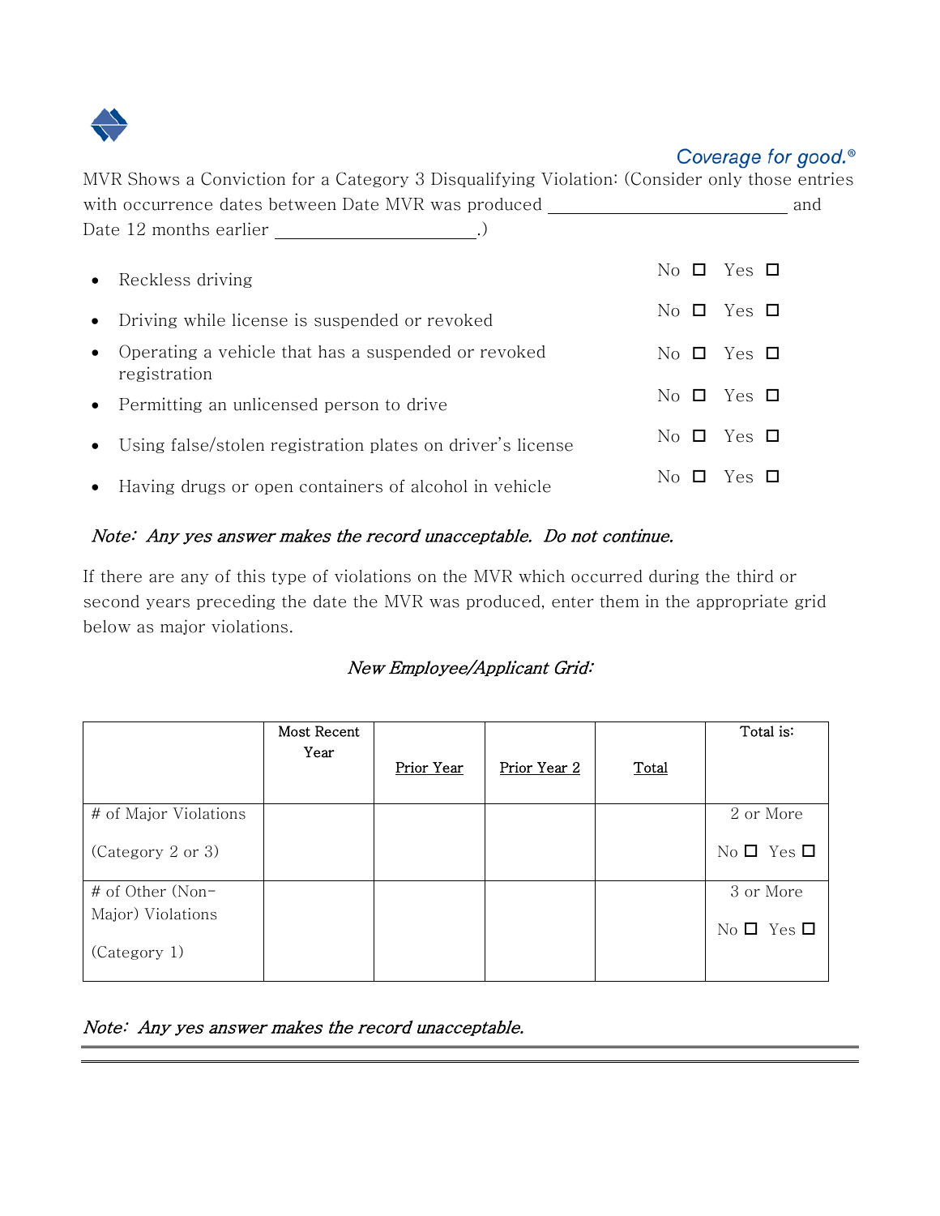Coverage for good.®

MVR Shows a Conviction for a Category 3 Disqualifying Violation: (Consider only those entries with occurrence dates between Date MVR was produced \_\_\_\_\_\_\_\_\_\_\_\_\_\_\_\_\_\_\_\_\_\_\_\_ and Date 12 months earlier \_\_\_\_\_\_\_\_\_\_\_\_\_\_\_\_\_\_\_\_\_\_.)

- Reckless driving — No ☐ Yes ☐
- Driving while license is suspended or revoked — No ☐ Yes ☐
- Operating a vehicle that has a suspended or revoked registration — No ☐ Yes ☐
- Permitting an unlicensed person to drive — No ☐ Yes ☐
- Using false/stolen registration plates on driver's license — No ☐ Yes ☐
- Having drugs or open containers of alcohol in vehicle — No ☐ Yes ☐

*Note: Any yes answer makes the record unacceptable. Do not continue.*

If there are any of this type of violations on the MVR which occurred during the third or second years preceding the date the MVR was produced, enter them in the appropriate grid below as major violations.

*New Employee/Applicant Grid:*

| | Most Recent Year | Prior Year | Prior Year 2 | Total | Total is: |
|---|---|---|---|---|---|
| # of Major Violations (Category 2 or 3) | | | | | 2 or More No ☐ Yes ☐ |
| # of Other (Non-Major) Violations (Category 1) | | | | | 3 or More No ☐ Yes ☐ |

*Note: Any yes answer makes the record unacceptable.*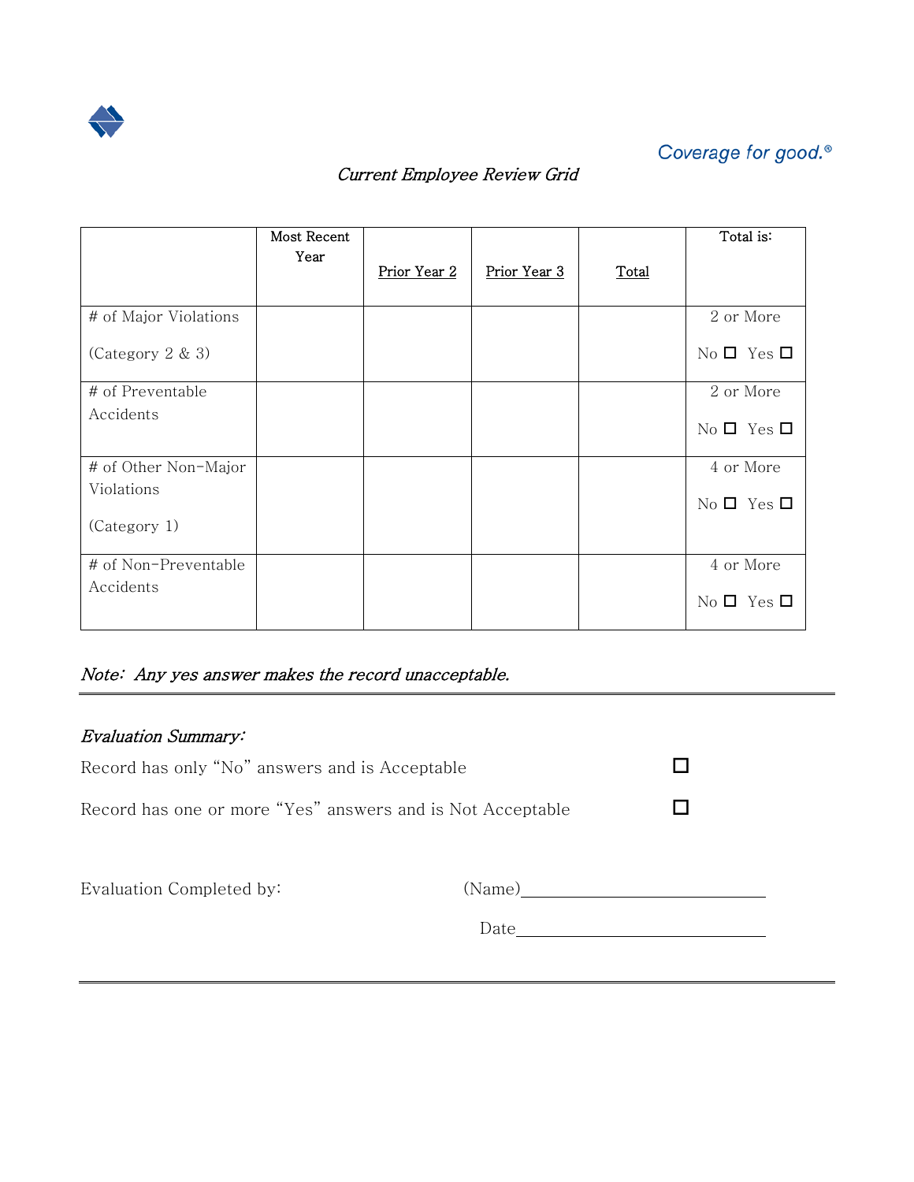Coverage for good.®

*Current Employee Review Grid*

| | Most Recent Year | Prior Year 2 | Prior Year 3 | Total | Total is: |
|---|---|---|---|---|---|
| # of Major Violations (Category 2 & 3) | | | | | 2 or More No ☐ Yes ☐ |
| # of Preventable Accidents | | | | | 2 or More No ☐ Yes ☐ |
| # of Other Non-Major Violations (Category 1) | | | | | 4 or More No ☐ Yes ☐ |
| # of Non-Preventable Accidents | | | | | 4 or More No ☐ Yes ☐ |

*Note: Any yes answer makes the record unacceptable.*

---

*Evaluation Summary:*

Record has only "No" answers and is Acceptable ☐

Record has one or more "Yes" answers and is Not Acceptable ☐

Evaluation Completed by: (Name)_______________________________

Date_______________________________

---